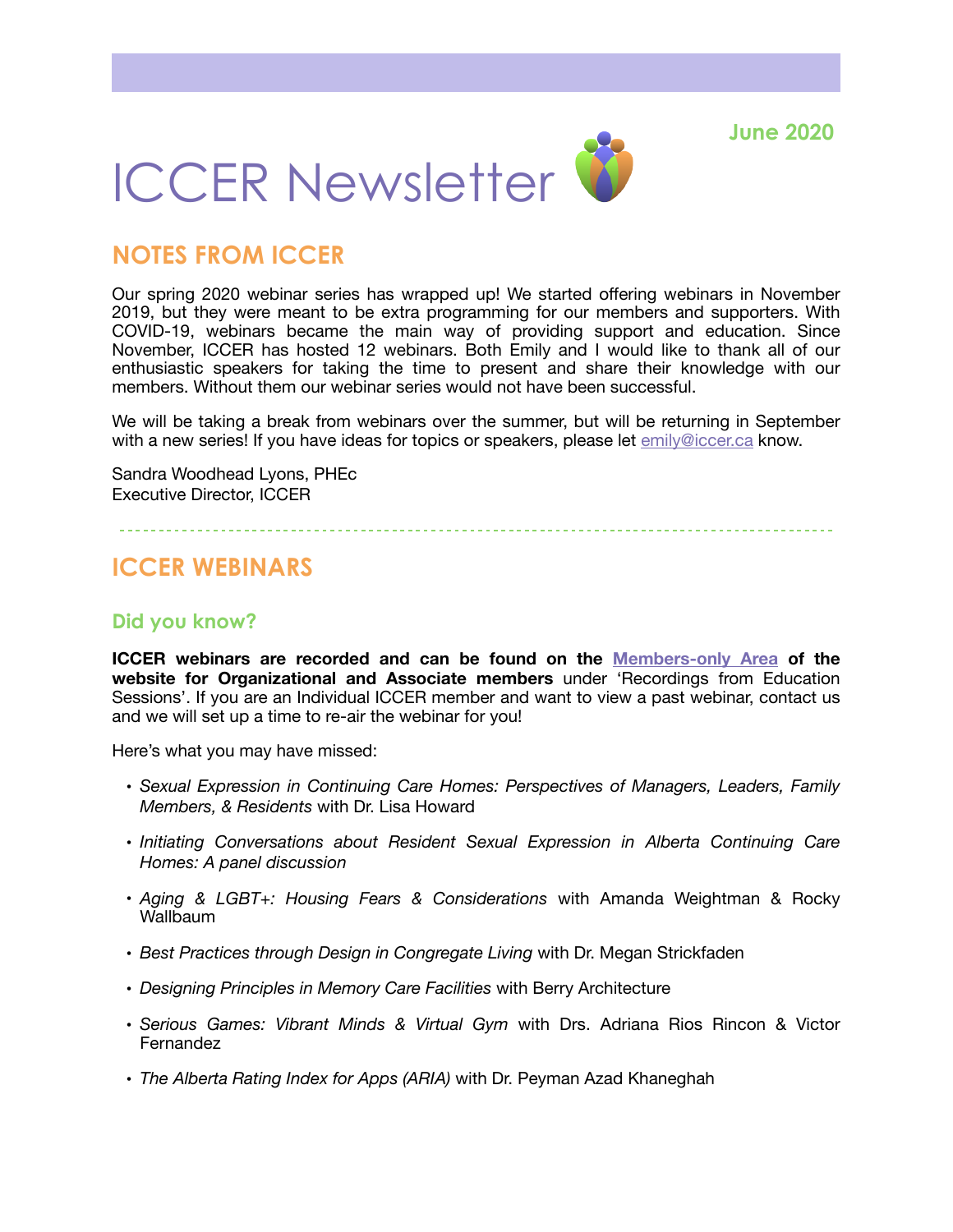June 2020

# ICCER Newsletter

## NOTES FROM ICCER

Our spring 2020 webinar series has wrapped up! We started offering webinars in November 2019, but they were meant to be extra programming for our members and supporters. With COVID-19, webinars became the main way of providing support and education. Since November, ICCER has hosted 12 webinars. Both Emily and I would like to thank all of our enthusiastic speakers for taking the time to present and share their knowledge with our members. Without them our webinar series would not have been successful.

We will be taking a break from webinars over the summer, but will be returning in September with a new series! If you have ideas for topics or speakers, please let emily@iccer.ca know.

Sandra Woodhead Lyons, PHEc
Executive Director, ICCER

---

## ICCER WEBINARS

### Did you know?

**ICCER webinars are recorded and can be found on the Members-only Area of the website for Organizational and Associate members** under 'Recordings from Education Sessions'. If you are an Individual ICCER member and want to view a past webinar, contact us and we will set up a time to re-air the webinar for you!

Here's what you may have missed:

- *Sexual Expression in Continuing Care Homes: Perspectives of Managers, Leaders, Family Members, & Residents* with Dr. Lisa Howard
- *Initiating Conversations about Resident Sexual Expression in Alberta Continuing Care Homes: A panel discussion*
- *Aging & LGBT+: Housing Fears & Considerations* with Amanda Weightman & Rocky Wallbaum
- *Best Practices through Design in Congregate Living* with Dr. Megan Strickfaden
- *Designing Principles in Memory Care Facilities* with Berry Architecture
- *Serious Games: Vibrant Minds & Virtual Gym* with Drs. Adriana Rios Rincon & Victor Fernandez
- *The Alberta Rating Index for Apps (ARIA)* with Dr. Peyman Azad Khaneghah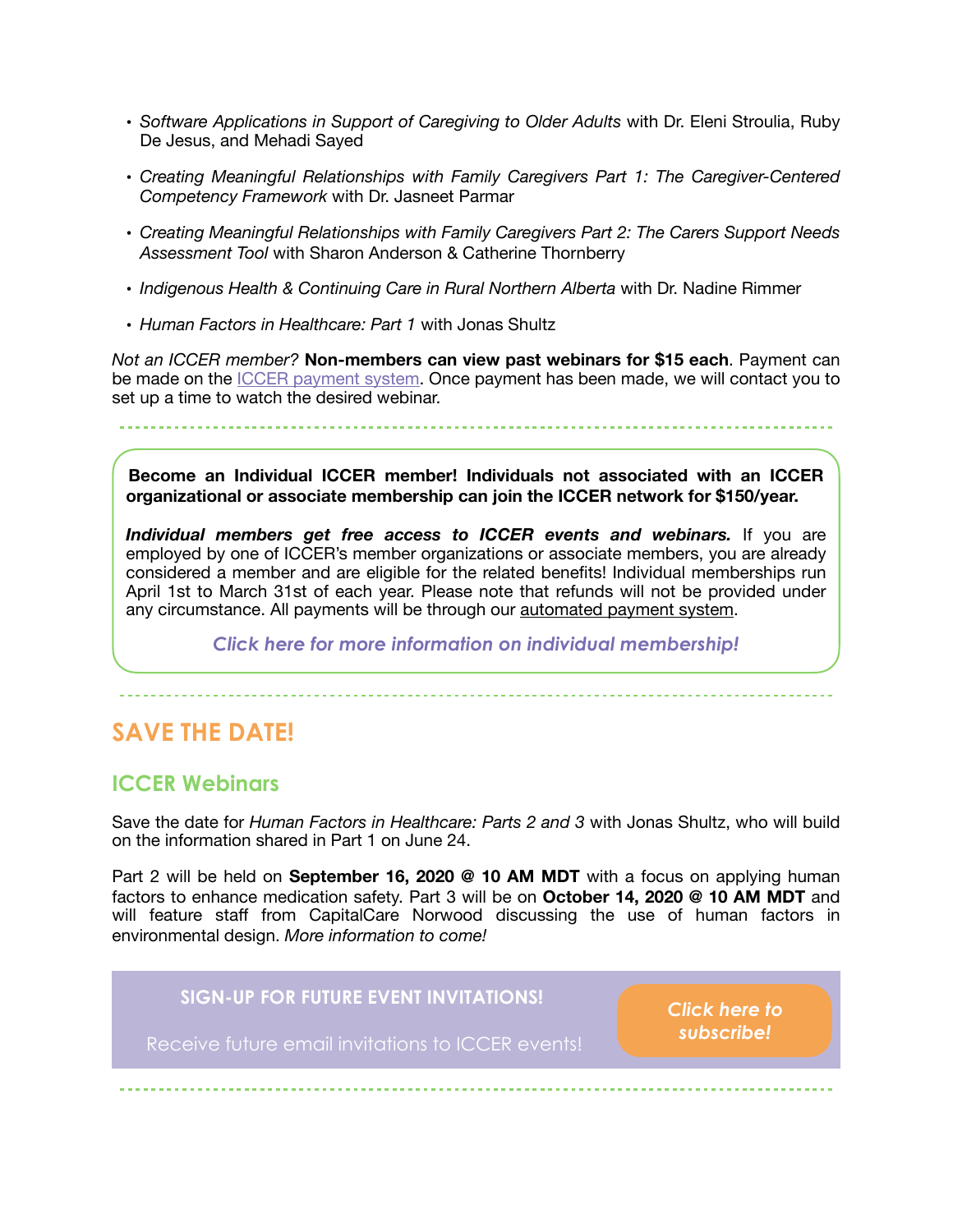- *Software Applications in Support of Caregiving to Older Adults* with Dr. Eleni Stroulia, Ruby De Jesus, and Mehadi Sayed
- *Creating Meaningful Relationships with Family Caregivers Part 1: The Caregiver-Centered Competency Framework* with Dr. Jasneet Parmar
- *Creating Meaningful Relationships with Family Caregivers Part 2: The Carers Support Needs Assessment Tool* with Sharon Anderson & Catherine Thornberry
- *Indigenous Health & Continuing Care in Rural Northern Alberta* with Dr. Nadine Rimmer
- *Human Factors in Healthcare: Part 1* with Jonas Shultz

*Not an ICCER member?* **Non-members can view past webinars for $15 each**. Payment can be made on the ICCER payment system. Once payment has been made, we will contact you to set up a time to watch the desired webinar.

---

**Become an Individual ICCER member! Individuals not associated with an ICCER organizational or associate membership can join the ICCER network for $150/year.**

***Individual members get free access to ICCER events and webinars.*** If you are employed by one of ICCER's member organizations or associate members, you are already considered a member and are eligible for the related benefits! Individual memberships run April 1st to March 31st of each year. Please note that refunds will not be provided under any circumstance. All payments will be through our automated payment system.

***Click here for more information on individual membership!***

---

# SAVE THE DATE!

## ICCER Webinars

Save the date for *Human Factors in Healthcare: Parts 2 and 3* with Jonas Shultz, who will build on the information shared in Part 1 on June 24.

Part 2 will be held on **September 16, 2020 @ 10 AM MDT** with a focus on applying human factors to enhance medication safety. Part 3 will be on **October 14, 2020 @ 10 AM MDT** and will feature staff from CapitalCare Norwood discussing the use of human factors in environmental design. *More information to come!*

**SIGN-UP FOR FUTURE EVENT INVITATIONS!**

Receive future email invitations to ICCER events!

***Click here to subscribe!***

---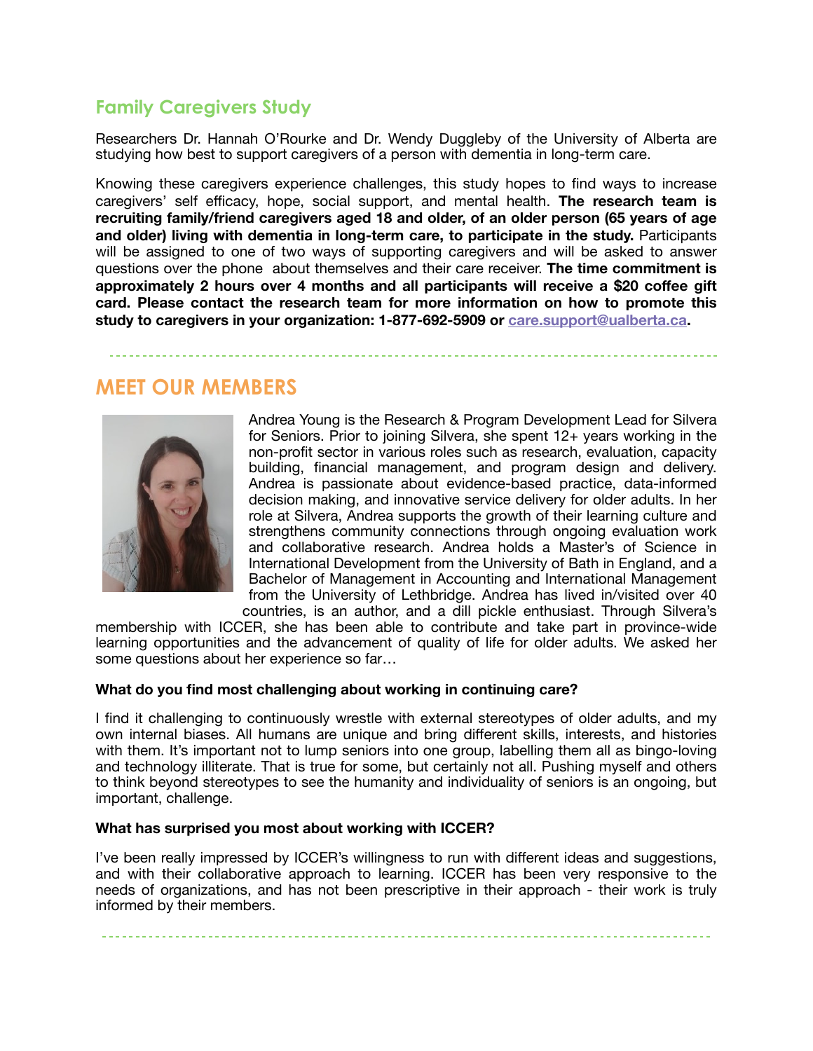## Family Caregivers Study

Researchers Dr. Hannah O'Rourke and Dr. Wendy Duggleby of the University of Alberta are studying how best to support caregivers of a person with dementia in long-term care.

Knowing these caregivers experience challenges, this study hopes to find ways to increase caregivers' self efficacy, hope, social support, and mental health. **The research team is recruiting family/friend caregivers aged 18 and older, of an older person (65 years of age and older) living with dementia in long-term care, to participate in the study.** Participants will be assigned to one of two ways of supporting caregivers and will be asked to answer questions over the phone about themselves and their care receiver. **The time commitment is approximately 2 hours over 4 months and all participants will receive a $20 coffee gift card. Please contact the research team for more information on how to promote this study to caregivers in your organization: 1-877-692-5909 or care.support@ualberta.ca.**

---

## MEET OUR MEMBERS

Andrea Young is the Research & Program Development Lead for Silvera for Seniors. Prior to joining Silvera, she spent 12+ years working in the non-profit sector in various roles such as research, evaluation, capacity building, financial management, and program design and delivery. Andrea is passionate about evidence-based practice, data-informed decision making, and innovative service delivery for older adults. In her role at Silvera, Andrea supports the growth of their learning culture and strengthens community connections through ongoing evaluation work and collaborative research. Andrea holds a Master's of Science in International Development from the University of Bath in England, and a Bachelor of Management in Accounting and International Management from the University of Lethbridge. Andrea has lived in/visited over 40 countries, is an author, and a dill pickle enthusiast. Through Silvera's membership with ICCER, she has been able to contribute and take part in province-wide learning opportunities and the advancement of quality of life for older adults. We asked her some questions about her experience so far…

**What do you find most challenging about working in continuing care?**

I find it challenging to continuously wrestle with external stereotypes of older adults, and my own internal biases. All humans are unique and bring different skills, interests, and histories with them. It's important not to lump seniors into one group, labelling them all as bingo-loving and technology illiterate. That is true for some, but certainly not all. Pushing myself and others to think beyond stereotypes to see the humanity and individuality of seniors is an ongoing, but important, challenge.

**What has surprised you most about working with ICCER?**

I've been really impressed by ICCER's willingness to run with different ideas and suggestions, and with their collaborative approach to learning. ICCER has been very responsive to the needs of organizations, and has not been prescriptive in their approach - their work is truly informed by their members.

---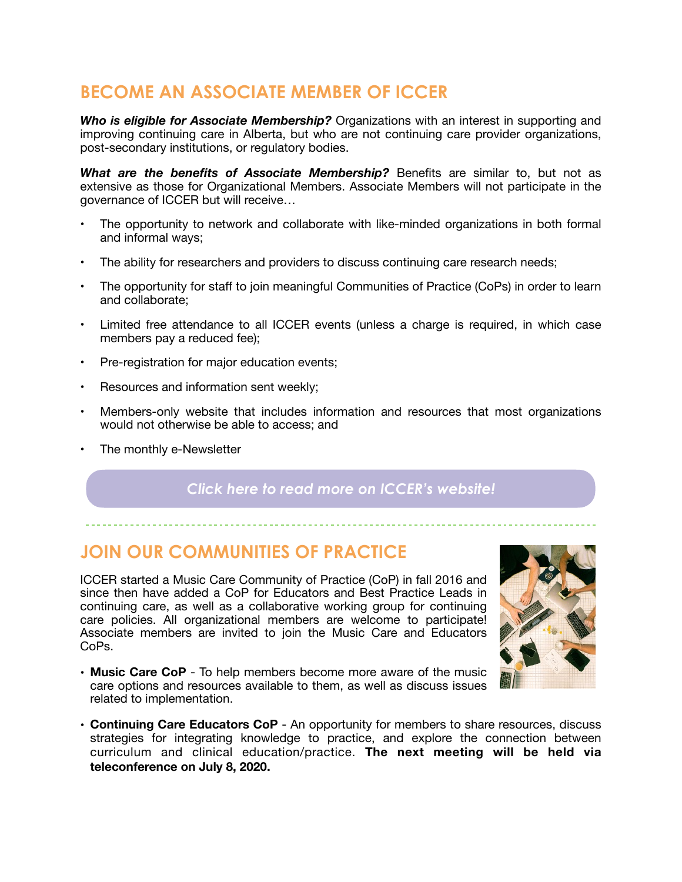## BECOME AN ASSOCIATE MEMBER OF ICCER

***Who is eligible for Associate Membership?*** Organizations with an interest in supporting and improving continuing care in Alberta, but who are not continuing care provider organizations, post-secondary institutions, or regulatory bodies.

***What are the benefits of Associate Membership?*** Benefits are similar to, but not as extensive as those for Organizational Members. Associate Members will not participate in the governance of ICCER but will receive…

- The opportunity to network and collaborate with like-minded organizations in both formal and informal ways;
- The ability for researchers and providers to discuss continuing care research needs;
- The opportunity for staff to join meaningful Communities of Practice (CoPs) in order to learn and collaborate;
- Limited free attendance to all ICCER events (unless a charge is required, in which case members pay a reduced fee);
- Pre-registration for major education events;
- Resources and information sent weekly;
- Members-only website that includes information and resources that most organizations would not otherwise be able to access; and
- The monthly e-Newsletter

*Click here to read more on ICCER's website!*

## JOIN OUR COMMUNITIES OF PRACTICE

ICCER started a Music Care Community of Practice (CoP) in fall 2016 and since then have added a CoP for Educators and Best Practice Leads in continuing care, as well as a collaborative working group for continuing care policies. All organizational members are welcome to participate! Associate members are invited to join the Music Care and Educators CoPs.

- **Music Care CoP** - To help members become more aware of the music care options and resources available to them, as well as discuss issues related to implementation.
- **Continuing Care Educators CoP** - An opportunity for members to share resources, discuss strategies for integrating knowledge to practice, and explore the connection between curriculum and clinical education/practice. **The next meeting will be held via teleconference on July 8, 2020.**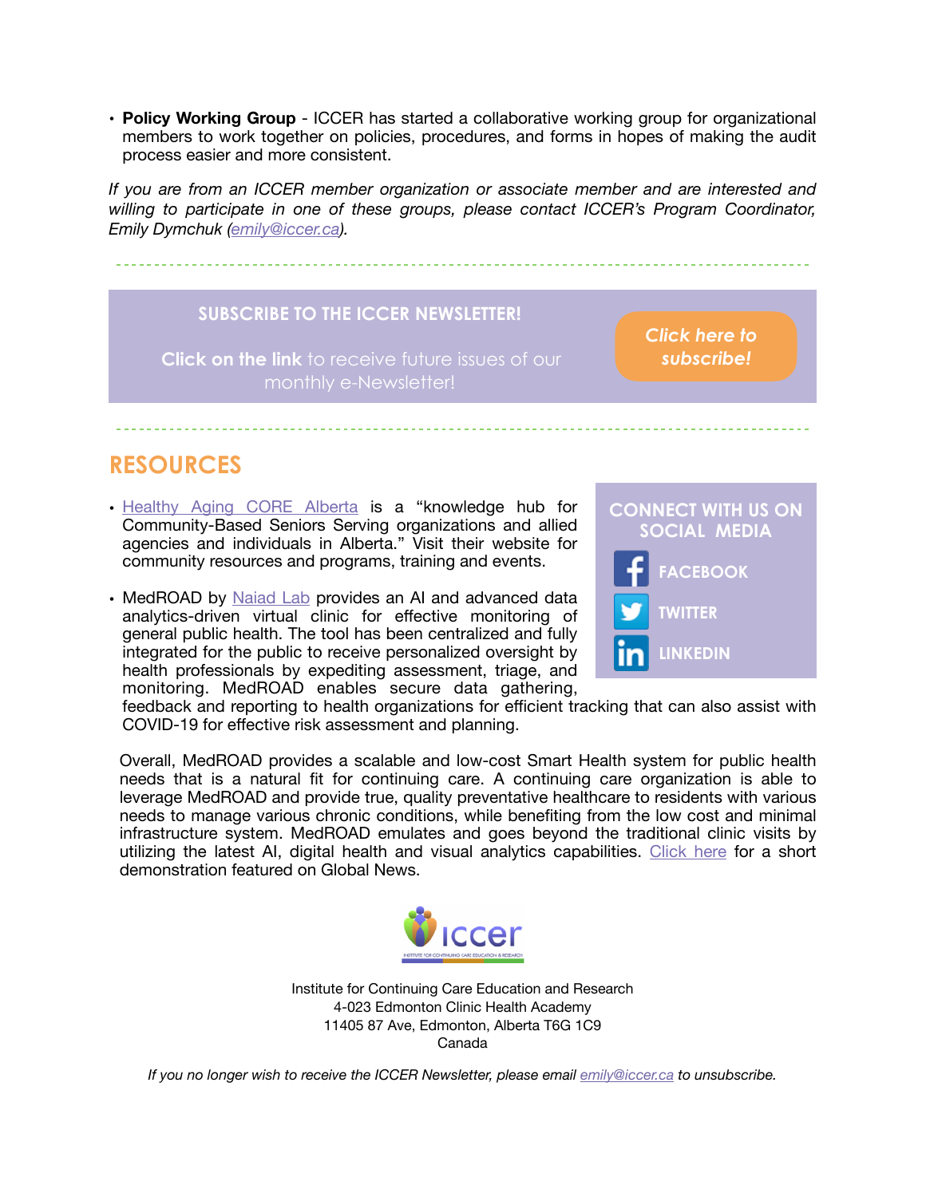- **Policy Working Group** - ICCER has started a collaborative working group for organizational members to work together on policies, procedures, and forms in hopes of making the audit process easier and more consistent.

*If you are from an ICCER member organization or associate member and are interested and willing to participate in one of these groups, please contact ICCER's Program Coordinator, Emily Dymchuk (emily@iccer.ca).*

---

**SUBSCRIBE TO THE ICCER NEWSLETTER!**

**Click on the link** to receive future issues of our monthly e-Newsletter!

***Click here to subscribe!***

---

## RESOURCES

- Healthy Aging CORE Alberta is a "knowledge hub for Community-Based Seniors Serving organizations and allied agencies and individuals in Alberta." Visit their website for community resources and programs, training and events.

- MedROAD by Naiad Lab provides an AI and advanced data analytics-driven virtual clinic for effective monitoring of general public health. The tool has been centralized and fully integrated for the public to receive personalized oversight by health professionals by expediting assessment, triage, and monitoring. MedROAD enables secure data gathering, feedback and reporting to health organizations for efficient tracking that can also assist with COVID-19 for effective risk assessment and planning.

  Overall, MedROAD provides a scalable and low-cost Smart Health system for public health needs that is a natural fit for continuing care. A continuing care organization is able to leverage MedROAD and provide true, quality preventative healthcare to residents with various needs to manage various chronic conditions, while benefiting from the low cost and minimal infrastructure system. MedROAD emulates and goes beyond the traditional clinic visits by utilizing the latest AI, digital health and visual analytics capabilities. Click here for a short demonstration featured on Global News.

**CONNECT WITH US ON SOCIAL MEDIA**

- FACEBOOK
- TWITTER
- LINKEDIN

Institute for Continuing Care Education and Research
4-023 Edmonton Clinic Health Academy
11405 87 Ave, Edmonton, Alberta T6G 1C9
Canada

*If you no longer wish to receive the ICCER Newsletter, please email emily@iccer.ca to unsubscribe.*